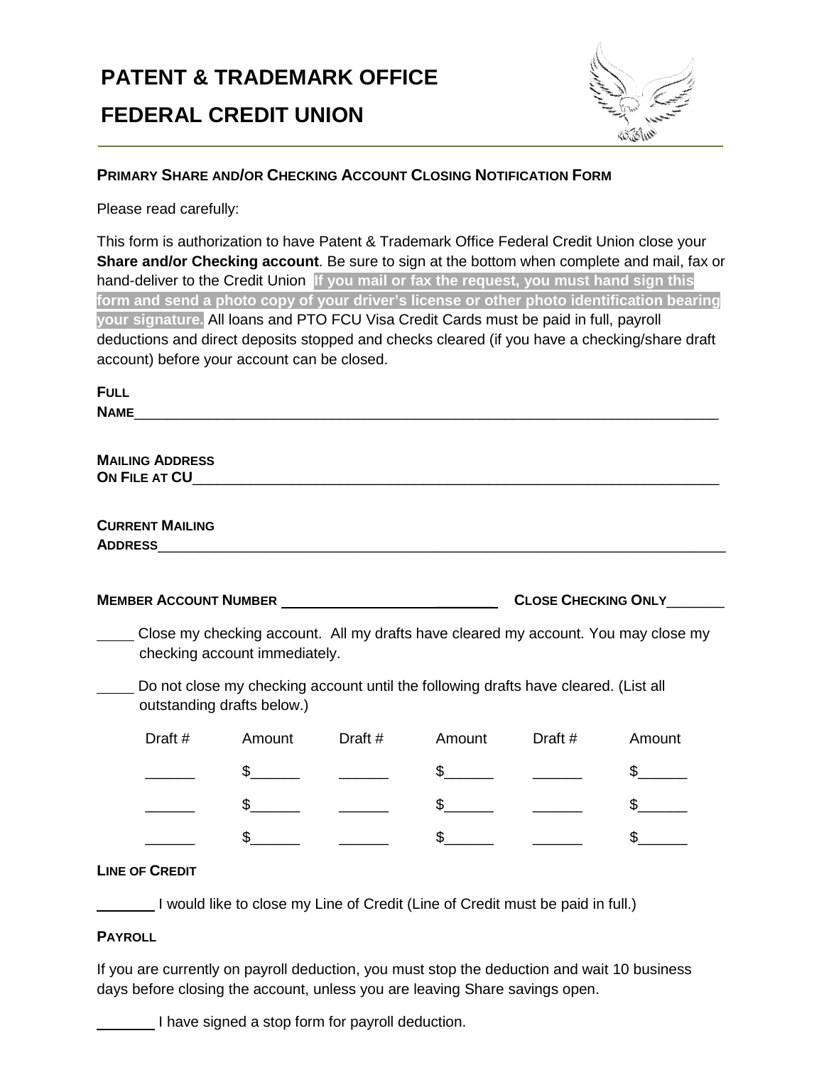# PATENT & TRADEMARK OFFICE

# FEDERAL CREDIT UNION

## PRIMARY SHARE AND/OR CHECKING ACCOUNT CLOSING NOTIFICATION FORM

Please read carefully:

This form is authorization to have Patent & Trademark Office Federal Credit Union close your **Share and/or Checking account**. Be sure to sign at the bottom when complete and mail, fax or hand-deliver to the Credit Union **If you mail or fax the request, you must hand sign this form and send a photo copy of your driver's license or other photo identification bearing your signature.** All loans and PTO FCU Visa Credit Cards must be paid in full, payroll deductions and direct deposits stopped and checks cleared (if you have a checking/share draft account) before your account can be closed.

**FULL NAME**___________________________________________________________________________

**MAILING ADDRESS ON FILE AT CU**_____________________________________________________________

**CURRENT MAILING ADDRESS**_______________________________________________________________

**MEMBER ACCOUNT NUMBER** ___________________________ **CLOSE CHECKING ONLY**_______

_____ Close my checking account. All my drafts have cleared my account. You may close my checking account immediately.

_____ Do not close my checking account until the following drafts have cleared. (List all outstanding drafts below.)

| Draft # | Amount | Draft # | Amount | Draft # | Amount |
|---|---|---|---|---|---|
| ______ | $______ | ______ | $______ | ______ | $______ |
| ______ | $______ | ______ | $______ | ______ | $______ |
| ______ | $______ | ______ | $______ | ______ | $______ |

**LINE OF CREDIT**

_______ I would like to close my Line of Credit (Line of Credit must be paid in full.)

**PAYROLL**

If you are currently on payroll deduction, you must stop the deduction and wait 10 business days before closing the account, unless you are leaving Share savings open.

_______ I have signed a stop form for payroll deduction.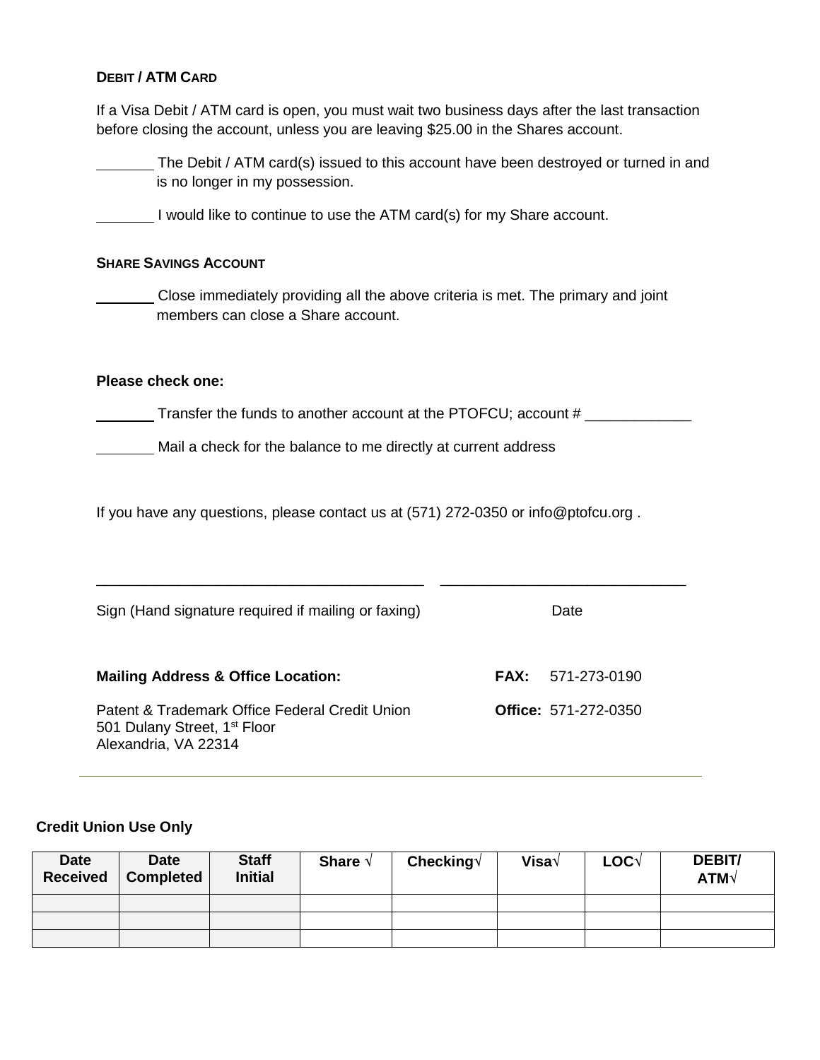**DEBIT / ATM CARD**

If a Visa Debit / ATM card is open, you must wait two business days after the last transaction before closing the account, unless you are leaving $25.00 in the Shares account.

_______ The Debit / ATM card(s) issued to this account have been destroyed or turned in and is no longer in my possession.

_______ I would like to continue to use the ATM card(s) for my Share account.

**SHARE SAVINGS ACCOUNT**

_______ Close immediately providing all the above criteria is met. The primary and joint members can close a Share account.

**Please check one:**

_______ Transfer the funds to another account at the PTOFCU; account # _____________

_______ Mail a check for the balance to me directly at current address

If you have any questions, please contact us at (571) 272-0350 or info@ptofcu.org .

_______________________________________ _____________________________

Sign (Hand signature required if mailing or faxing) Date

**Mailing Address & Office Location:**

Patent & Trademark Office Federal Credit Union
501 Dulany Street, 1st Floor
Alexandria, VA 22314

**FAX:** 571-273-0190

**Office:** 571-272-0350

**Credit Union Use Only**

| Date Received | Date Completed | Staff Initial | Share √ | Checking√ | Visa√ | LOC√ | DEBIT/ ATM√ |
|---|---|---|---|---|---|---|---|
| | | | | | | | |
| | | | | | | | |
| | | | | | | | |